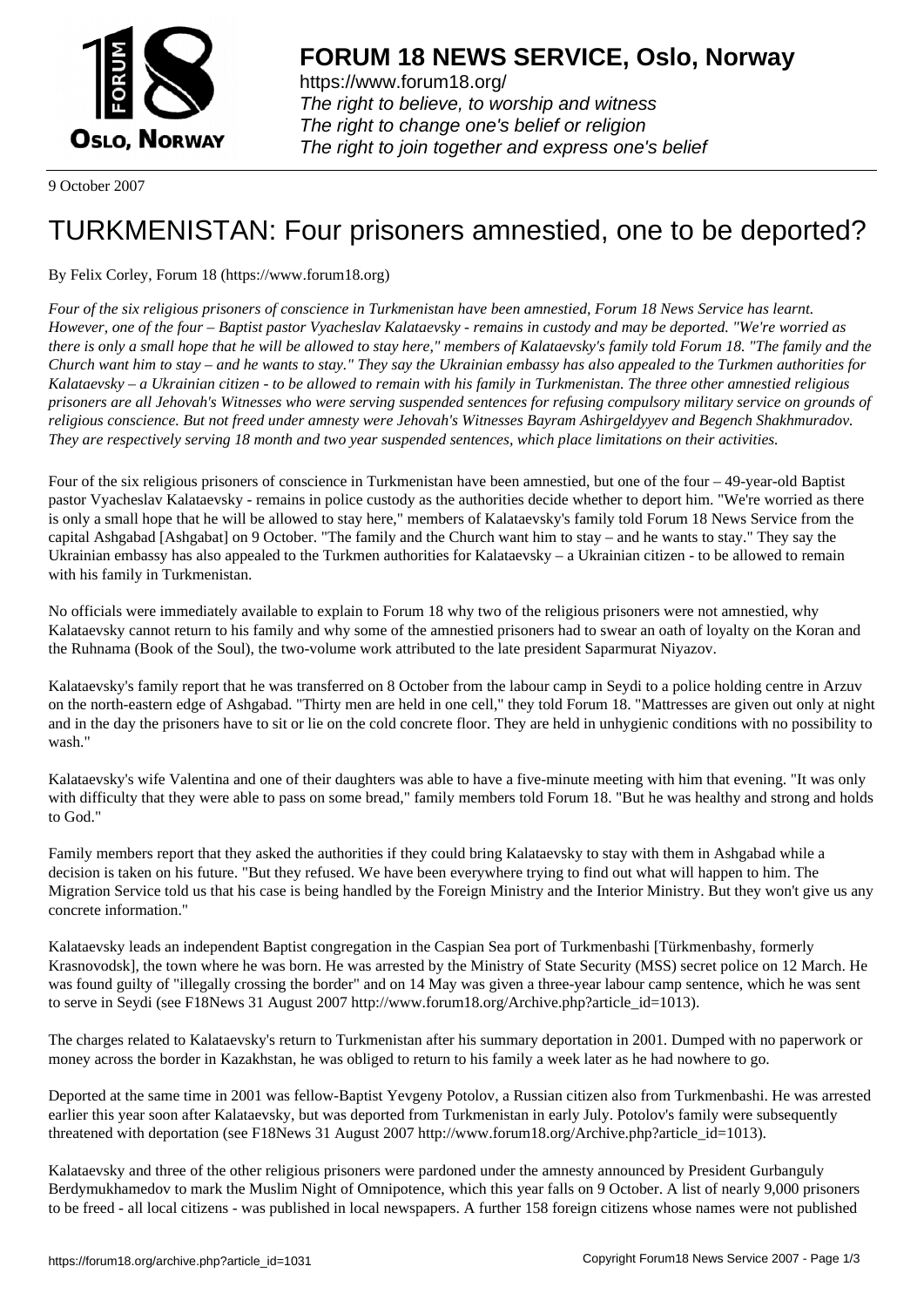**FORUM 18 NEWS SERVICE, Oslo, Norway**

https://www.forum18.org/
*The right to believe, to worship and witness*
*The right to change one's belief or religion*
*The right to join together and express one's belief*

9 October 2007

# TURKMENISTAN: Four prisoners amnestied, one to be deported?

By Felix Corley, Forum 18 (https://www.forum18.org)

*Four of the six religious prisoners of conscience in Turkmenistan have been amnestied, Forum 18 News Service has learnt. However, one of the four – Baptist pastor Vyacheslav Kalataevsky - remains in custody and may be deported. "We're worried as there is only a small hope that he will be allowed to stay here," members of Kalataevsky's family told Forum 18. "The family and the Church want him to stay – and he wants to stay." They say the Ukrainian embassy has also appealed to the Turkmen authorities for Kalataevsky – a Ukrainian citizen - to be allowed to remain with his family in Turkmenistan. The three other amnestied religious prisoners are all Jehovah's Witnesses who were serving suspended sentences for refusing compulsory military service on grounds of religious conscience. But not freed under amnesty were Jehovah's Witnesses Bayram Ashirgeldyyev and Begench Shakhmuradov. They are respectively serving 18 month and two year suspended sentences, which place limitations on their activities.*

Four of the six religious prisoners of conscience in Turkmenistan have been amnestied, but one of the four – 49-year-old Baptist pastor Vyacheslav Kalataevsky - remains in police custody as the authorities decide whether to deport him. "We're worried as there is only a small hope that he will be allowed to stay here," members of Kalataevsky's family told Forum 18 News Service from the capital Ashgabad [Ashgabat] on 9 October. "The family and the Church want him to stay – and he wants to stay." They say the Ukrainian embassy has also appealed to the Turkmen authorities for Kalataevsky – a Ukrainian citizen - to be allowed to remain with his family in Turkmenistan.

No officials were immediately available to explain to Forum 18 why two of the religious prisoners were not amnestied, why Kalataevsky cannot return to his family and why some of the amnestied prisoners had to swear an oath of loyalty on the Koran and the Ruhnama (Book of the Soul), the two-volume work attributed to the late president Saparmurat Niyazov.

Kalataevsky's family report that he was transferred on 8 October from the labour camp in Seydi to a police holding centre in Arzuv on the north-eastern edge of Ashgabad. "Thirty men are held in one cell," they told Forum 18. "Mattresses are given out only at night and in the day the prisoners have to sit or lie on the cold concrete floor. They are held in unhygienic conditions with no possibility to wash."

Kalataevsky's wife Valentina and one of their daughters was able to have a five-minute meeting with him that evening. "It was only with difficulty that they were able to pass on some bread," family members told Forum 18. "But he was healthy and strong and holds to God."

Family members report that they asked the authorities if they could bring Kalataevsky to stay with them in Ashgabad while a decision is taken on his future. "But they refused. We have been everywhere trying to find out what will happen to him. The Migration Service told us that his case is being handled by the Foreign Ministry and the Interior Ministry. But they won't give us any concrete information."

Kalataevsky leads an independent Baptist congregation in the Caspian Sea port of Turkmenbashi [Türkmenbashy, formerly Krasnovodsk], the town where he was born. He was arrested by the Ministry of State Security (MSS) secret police on 12 March. He was found guilty of "illegally crossing the border" and on 14 May was given a three-year labour camp sentence, which he was sent to serve in Seydi (see F18News 31 August 2007 http://www.forum18.org/Archive.php?article_id=1013).

The charges related to Kalataevsky's return to Turkmenistan after his summary deportation in 2001. Dumped with no paperwork or money across the border in Kazakhstan, he was obliged to return to his family a week later as he had nowhere to go.

Deported at the same time in 2001 was fellow-Baptist Yevgeny Potolov, a Russian citizen also from Turkmenbashi. He was arrested earlier this year soon after Kalataevsky, but was deported from Turkmenistan in early July. Potolov's family were subsequently threatened with deportation (see F18News 31 August 2007 http://www.forum18.org/Archive.php?article_id=1013).

Kalataevsky and three of the other religious prisoners were pardoned under the amnesty announced by President Gurbanguly Berdymukhamedov to mark the Muslim Night of Omnipotence, which this year falls on 9 October. A list of nearly 9,000 prisoners to be freed - all local citizens - was published in local newspapers. A further 158 foreign citizens whose names were not published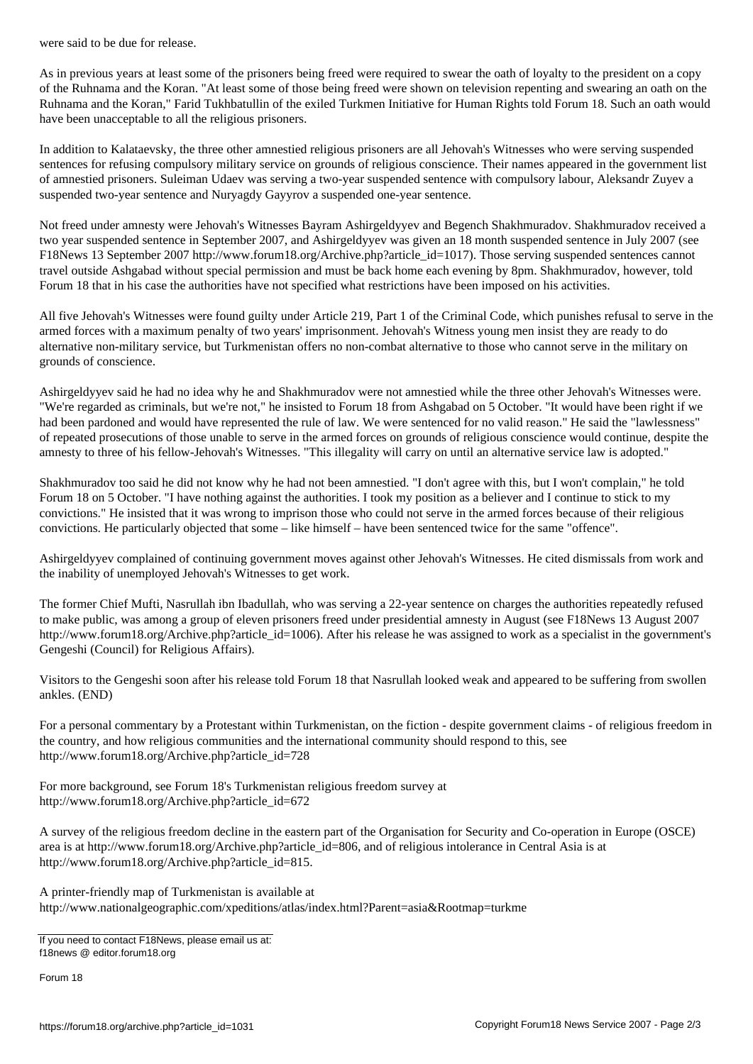were said to be due for release.

As in previous years at least some of the prisoners being freed were required to swear the oath of loyalty to the president on a copy of the Ruhnama and the Koran. "At least some of those being freed were shown on television repenting and swearing an oath on the Ruhnama and the Koran," Farid Tukhbatullin of the exiled Turkmen Initiative for Human Rights told Forum 18. Such an oath would have been unacceptable to all the religious prisoners.

In addition to Kalataevsky, the three other amnestied religious prisoners are all Jehovah's Witnesses who were serving suspended sentences for refusing compulsory military service on grounds of religious conscience. Their names appeared in the government list of amnestied prisoners. Suleiman Udaev was serving a two-year suspended sentence with compulsory labour, Aleksandr Zuyev a suspended two-year sentence and Nuryagdy Gayyrov a suspended one-year sentence.

Not freed under amnesty were Jehovah's Witnesses Bayram Ashirgeldyyev and Begench Shakhmuradov. Shakhmuradov received a two year suspended sentence in September 2007, and Ashirgeldyyev was given an 18 month suspended sentence in July 2007 (see F18News 13 September 2007 http://www.forum18.org/Archive.php?article_id=1017). Those serving suspended sentences cannot travel outside Ashgabad without special permission and must be back home each evening by 8pm. Shakhmuradov, however, told Forum 18 that in his case the authorities have not specified what restrictions have been imposed on his activities.

All five Jehovah's Witnesses were found guilty under Article 219, Part 1 of the Criminal Code, which punishes refusal to serve in the armed forces with a maximum penalty of two years' imprisonment. Jehovah's Witness young men insist they are ready to do alternative non-military service, but Turkmenistan offers no non-combat alternative to those who cannot serve in the military on grounds of conscience.

Ashirgeldyyev said he had no idea why he and Shakhmuradov were not amnestied while the three other Jehovah's Witnesses were. "We're regarded as criminals, but we're not," he insisted to Forum 18 from Ashgabad on 5 October. "It would have been right if we had been pardoned and would have represented the rule of law. We were sentenced for no valid reason." He said the "lawlessness" of repeated prosecutions of those unable to serve in the armed forces on grounds of religious conscience would continue, despite the amnesty to three of his fellow-Jehovah's Witnesses. "This illegality will carry on until an alternative service law is adopted."

Shakhmuradov too said he did not know why he had not been amnestied. "I don't agree with this, but I won't complain," he told Forum 18 on 5 October. "I have nothing against the authorities. I took my position as a believer and I continue to stick to my convictions." He insisted that it was wrong to imprison those who could not serve in the armed forces because of their religious convictions. He particularly objected that some – like himself – have been sentenced twice for the same "offence".

Ashirgeldyyev complained of continuing government moves against other Jehovah's Witnesses. He cited dismissals from work and the inability of unemployed Jehovah's Witnesses to get work.

The former Chief Mufti, Nasrullah ibn Ibadullah, who was serving a 22-year sentence on charges the authorities repeatedly refused to make public, was among a group of eleven prisoners freed under presidential amnesty in August (see F18News 13 August 2007 http://www.forum18.org/Archive.php?article_id=1006). After his release he was assigned to work as a specialist in the government's Gengeshi (Council) for Religious Affairs.

Visitors to the Gengeshi soon after his release told Forum 18 that Nasrullah looked weak and appeared to be suffering from swollen ankles. (END)

For a personal commentary by a Protestant within Turkmenistan, on the fiction - despite government claims - of religious freedom in the country, and how religious communities and the international community should respond to this, see http://www.forum18.org/Archive.php?article_id=728

For more background, see Forum 18's Turkmenistan religious freedom survey at http://www.forum18.org/Archive.php?article_id=672

A survey of the religious freedom decline in the eastern part of the Organisation for Security and Co-operation in Europe (OSCE) area is at http://www.forum18.org/Archive.php?article_id=806, and of religious intolerance in Central Asia is at http://www.forum18.org/Archive.php?article_id=815.

A printer-friendly map of Turkmenistan is available at http://www.nationalgeographic.com/xpeditions/atlas/index.html?Parent=asia&Rootmap=turkme

---

If you need to contact F18News, please email us at:
f18news @ editor.forum18.org

Forum 18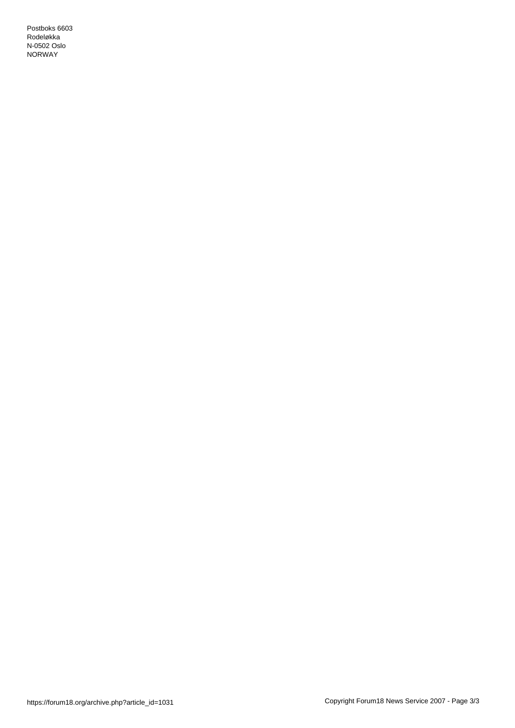Postboks 6603
Rodeløkka
N-0502 Oslo
NORWAY